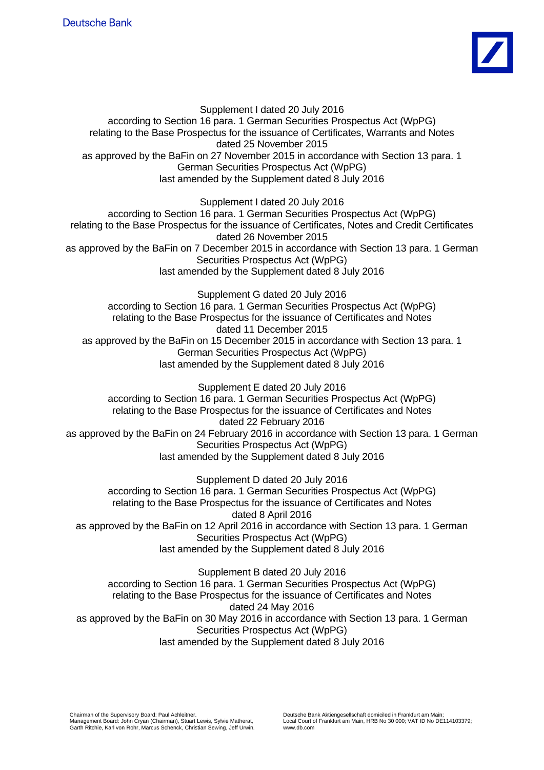Deutsche Bank

Supplement I dated 20 July 2016
according to Section 16 para. 1 German Securities Prospectus Act (WpPG)
relating to the Base Prospectus for the issuance of Certificates, Warrants and Notes
dated 25 November 2015
as approved by the BaFin on 27 November 2015 in accordance with Section 13 para. 1 German Securities Prospectus Act (WpPG)
last amended by the Supplement dated 8 July 2016

Supplement I dated 20 July 2016
according to Section 16 para. 1 German Securities Prospectus Act (WpPG)
relating to the Base Prospectus for the issuance of Certificates, Notes and Credit Certificates
dated 26 November 2015
as approved by the BaFin on 7 December 2015 in accordance with Section 13 para. 1 German Securities Prospectus Act (WpPG)
last amended by the Supplement dated 8 July 2016

Supplement G dated 20 July 2016
according to Section 16 para. 1 German Securities Prospectus Act (WpPG)
relating to the Base Prospectus for the issuance of Certificates and Notes
dated 11 December 2015
as approved by the BaFin on 15 December 2015 in accordance with Section 13 para. 1 German Securities Prospectus Act (WpPG)
last amended by the Supplement dated 8 July 2016

Supplement E dated 20 July 2016
according to Section 16 para. 1 German Securities Prospectus Act (WpPG)
relating to the Base Prospectus for the issuance of Certificates and Notes
dated 22 February 2016
as approved by the BaFin on 24 February 2016 in accordance with Section 13 para. 1 German Securities Prospectus Act (WpPG)
last amended by the Supplement dated 8 July 2016

Supplement D dated 20 July 2016
according to Section 16 para. 1 German Securities Prospectus Act (WpPG)
relating to the Base Prospectus for the issuance of Certificates and Notes
dated 8 April 2016
as approved by the BaFin on 12 April 2016 in accordance with Section 13 para. 1 German Securities Prospectus Act (WpPG)
last amended by the Supplement dated 8 July 2016

Supplement B dated 20 July 2016
according to Section 16 para. 1 German Securities Prospectus Act (WpPG)
relating to the Base Prospectus for the issuance of Certificates and Notes
dated 24 May 2016
as approved by the BaFin on 30 May 2016 in accordance with Section 13 para. 1 German Securities Prospectus Act (WpPG)
last amended by the Supplement dated 8 July 2016

Chairman of the Supervisory Board: Paul Achleitner.
Management Board: John Cryan (Chairman), Stuart Lewis, Sylvie Matherat, Garth Ritchie, Karl von Rohr, Marcus Schenck, Christian Sewing, Jeff Urwin.

Deutsche Bank Aktiengesellschaft domiciled in Frankfurt am Main;
Local Court of Frankfurt am Main, HRB No 30 000; VAT ID No DE114103379;
www.db.com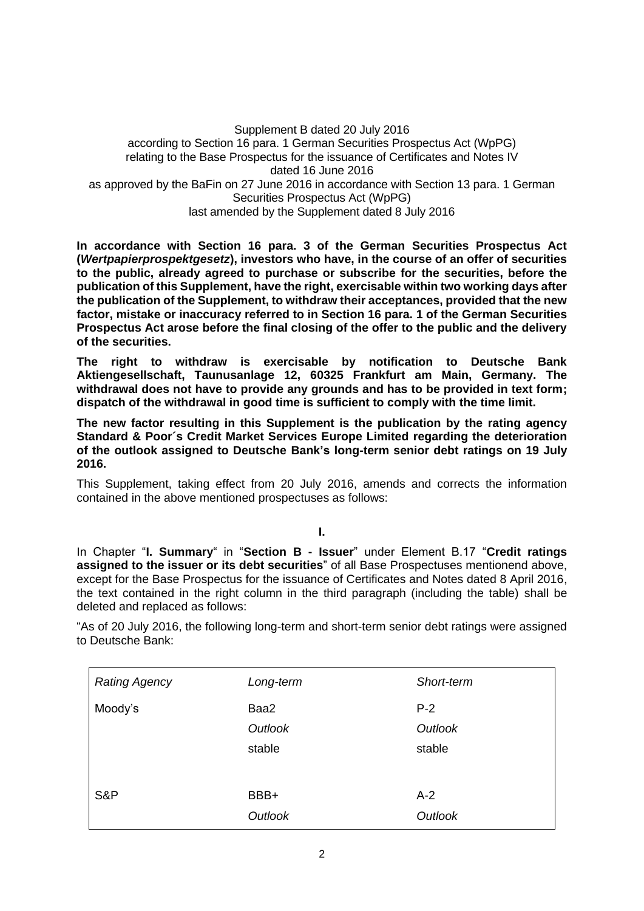Supplement B dated 20 July 2016
according to Section 16 para. 1 German Securities Prospectus Act (WpPG)
relating to the Base Prospectus for the issuance of Certificates and Notes IV
dated 16 June 2016
as approved by the BaFin on 27 June 2016 in accordance with Section 13 para. 1 German Securities Prospectus Act (WpPG)
last amended by the Supplement dated 8 July 2016

**In accordance with Section 16 para. 3 of the German Securities Prospectus Act (*Wertpapierprospektgesetz*), investors who have, in the course of an offer of securities to the public, already agreed to purchase or subscribe for the securities, before the publication of this Supplement, have the right, exercisable within two working days after the publication of the Supplement, to withdraw their acceptances, provided that the new factor, mistake or inaccuracy referred to in Section 16 para. 1 of the German Securities Prospectus Act arose before the final closing of the offer to the public and the delivery of the securities.**

**The right to withdraw is exercisable by notification to Deutsche Bank Aktiengesellschaft, Taunusanlage 12, 60325 Frankfurt am Main, Germany. The withdrawal does not have to provide any grounds and has to be provided in text form; dispatch of the withdrawal in good time is sufficient to comply with the time limit.**

**The new factor resulting in this Supplement is the publication by the rating agency Standard & Poor´s Credit Market Services Europe Limited regarding the deterioration of the outlook assigned to Deutsche Bank's long-term senior debt ratings on 19 July 2016.**

This Supplement, taking effect from 20 July 2016, amends and corrects the information contained in the above mentioned prospectuses as follows:

**I.**

In Chapter "**I. Summary**" in "**Section B - Issuer**" under Element B.17 "**Credit ratings assigned to the issuer or its debt securities**" of all Base Prospectuses mentionend above, except for the Base Prospectus for the issuance of Certificates and Notes dated 8 April 2016, the text contained in the right column in the third paragraph (including the table) shall be deleted and replaced as follows:

"As of 20 July 2016, the following long-term and short-term senior debt ratings were assigned to Deutsche Bank:

| *Rating Agency* | *Long-term* | *Short-term* |
|---|---|---|
| Moody's | Baa2<br>*Outlook*<br>stable | P-2<br>*Outlook*<br>stable |
| S&P | BBB+<br>*Outlook* | A-2<br>*Outlook* |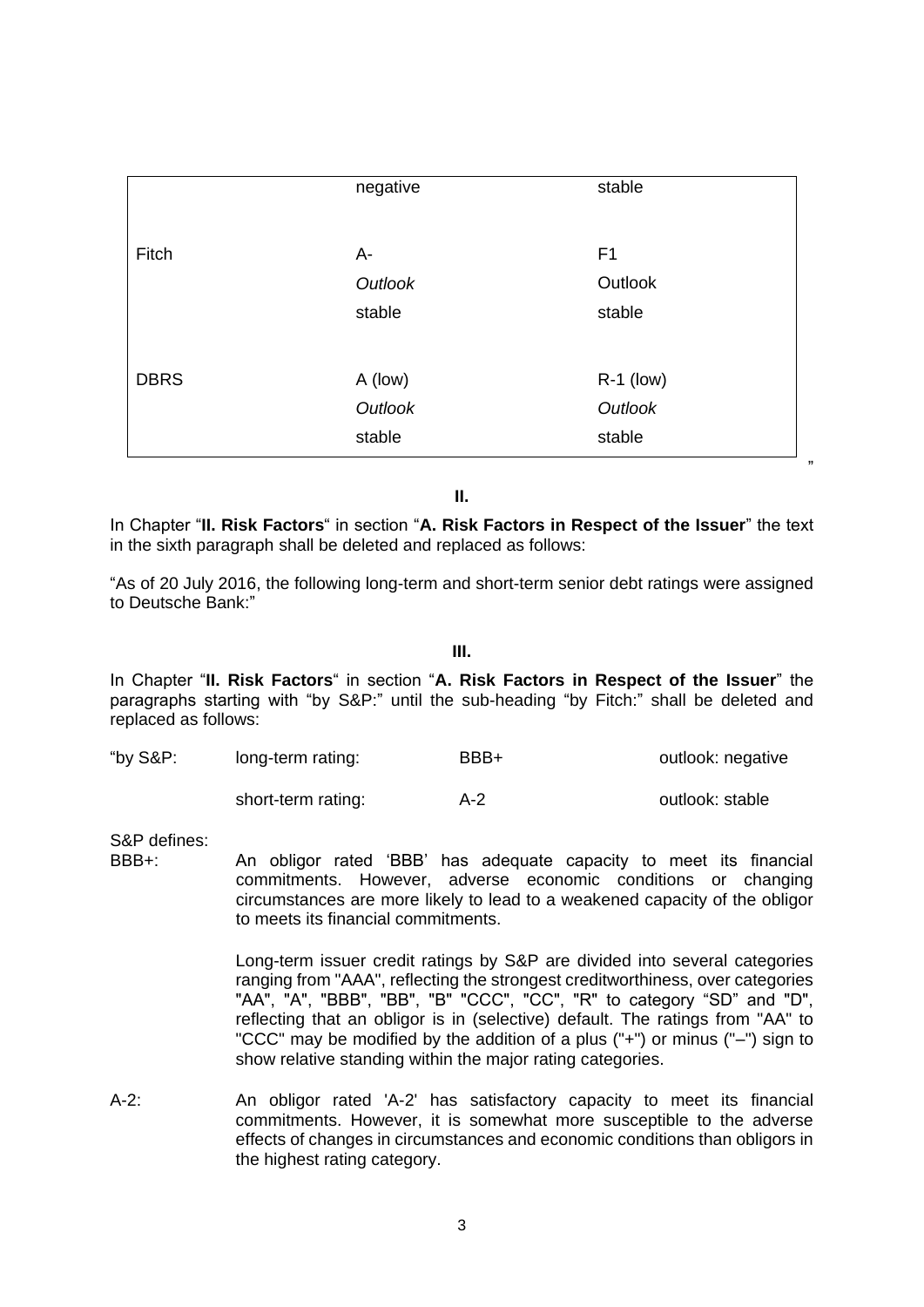| | | |
|---|---|---|
| | negative | stable |
| Fitch | A-<br>*Outlook*<br>stable | F1<br>Outlook<br>stable |
| DBRS | A (low)<br>*Outlook*<br>stable | R-1 (low)<br>*Outlook*<br>stable |

"

**II.**

In Chapter "**II. Risk Factors**" in section "**A. Risk Factors in Respect of the Issuer**" the text in the sixth paragraph shall be deleted and replaced as follows:

"As of 20 July 2016, the following long-term and short-term senior debt ratings were assigned to Deutsche Bank:"

**III.**

In Chapter "**II. Risk Factors**" in section "**A. Risk Factors in Respect of the Issuer**" the paragraphs starting with "by S&P:" until the sub-heading "by Fitch:" shall be deleted and replaced as follows:

| | | | |
|---|---|---|---|
| "by S&P: | long-term rating: | BBB+ | outlook: negative |
| | short-term rating: | A-2 | outlook: stable |

S&P defines:

BBB+: An obligor rated 'BBB' has adequate capacity to meet its financial commitments. However, adverse economic conditions or changing circumstances are more likely to lead to a weakened capacity of the obligor to meets its financial commitments.

Long-term issuer credit ratings by S&P are divided into several categories ranging from "AAA", reflecting the strongest creditworthiness, over categories "AA", "A", "BBB", "BB", "B" "CCC", "CC", "R" to category "SD" and "D", reflecting that an obligor is in (selective) default. The ratings from "AA" to "CCC" may be modified by the addition of a plus ("+") or minus ("–") sign to show relative standing within the major rating categories.

A-2: An obligor rated 'A-2' has satisfactory capacity to meet its financial commitments. However, it is somewhat more susceptible to the adverse effects of changes in circumstances and economic conditions than obligors in the highest rating category.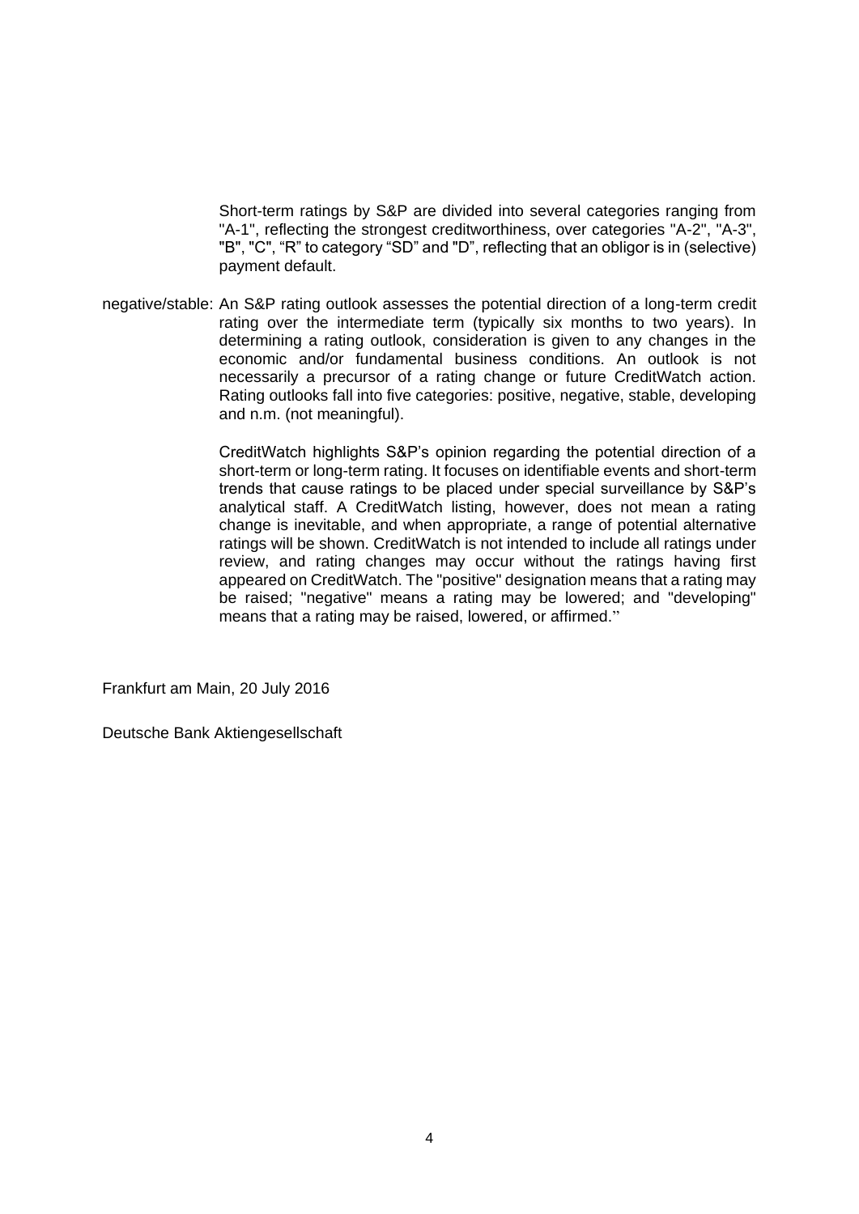Short-term ratings by S&P are divided into several categories ranging from "A-1", reflecting the strongest creditworthiness, over categories "A-2", "A-3", "B", "C", "R" to category "SD" and "D", reflecting that an obligor is in (selective) payment default.

negative/stable: An S&P rating outlook assesses the potential direction of a long-term credit rating over the intermediate term (typically six months to two years). In determining a rating outlook, consideration is given to any changes in the economic and/or fundamental business conditions. An outlook is not necessarily a precursor of a rating change or future CreditWatch action. Rating outlooks fall into five categories: positive, negative, stable, developing and n.m. (not meaningful).

CreditWatch highlights S&P's opinion regarding the potential direction of a short-term or long-term rating. It focuses on identifiable events and short-term trends that cause ratings to be placed under special surveillance by S&P's analytical staff. A CreditWatch listing, however, does not mean a rating change is inevitable, and when appropriate, a range of potential alternative ratings will be shown. CreditWatch is not intended to include all ratings under review, and rating changes may occur without the ratings having first appeared on CreditWatch. The "positive" designation means that a rating may be raised; "negative" means a rating may be lowered; and "developing" means that a rating may be raised, lowered, or affirmed."

Frankfurt am Main, 20 July 2016

Deutsche Bank Aktiengesellschaft